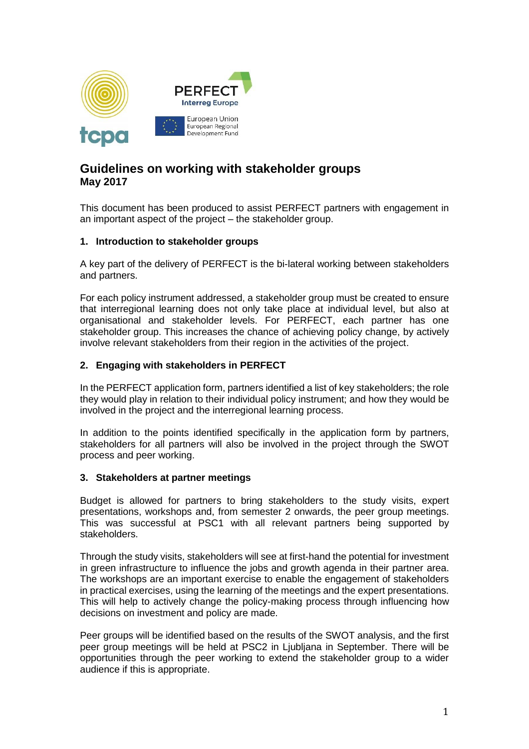# Guidelines on working with stakeholder groups
**May 2017**

This document has been produced to assist PERFECT partners with engagement in an important aspect of the project – the stakeholder group.

## 1. Introduction to stakeholder groups

A key part of the delivery of PERFECT is the bi-lateral working between stakeholders and partners.

For each policy instrument addressed, a stakeholder group must be created to ensure that interregional learning does not only take place at individual level, but also at organisational and stakeholder levels. For PERFECT, each partner has one stakeholder group. This increases the chance of achieving policy change, by actively involve relevant stakeholders from their region in the activities of the project.

## 2. Engaging with stakeholders in PERFECT

In the PERFECT application form, partners identified a list of key stakeholders; the role they would play in relation to their individual policy instrument; and how they would be involved in the project and the interregional learning process.

In addition to the points identified specifically in the application form by partners, stakeholders for all partners will also be involved in the project through the SWOT process and peer working.

## 3. Stakeholders at partner meetings

Budget is allowed for partners to bring stakeholders to the study visits, expert presentations, workshops and, from semester 2 onwards, the peer group meetings. This was successful at PSC1 with all relevant partners being supported by stakeholders.

Through the study visits, stakeholders will see at first-hand the potential for investment in green infrastructure to influence the jobs and growth agenda in their partner area. The workshops are an important exercise to enable the engagement of stakeholders in practical exercises, using the learning of the meetings and the expert presentations. This will help to actively change the policy-making process through influencing how decisions on investment and policy are made.

Peer groups will be identified based on the results of the SWOT analysis, and the first peer group meetings will be held at PSC2 in Ljubljana in September. There will be opportunities through the peer working to extend the stakeholder group to a wider audience if this is appropriate.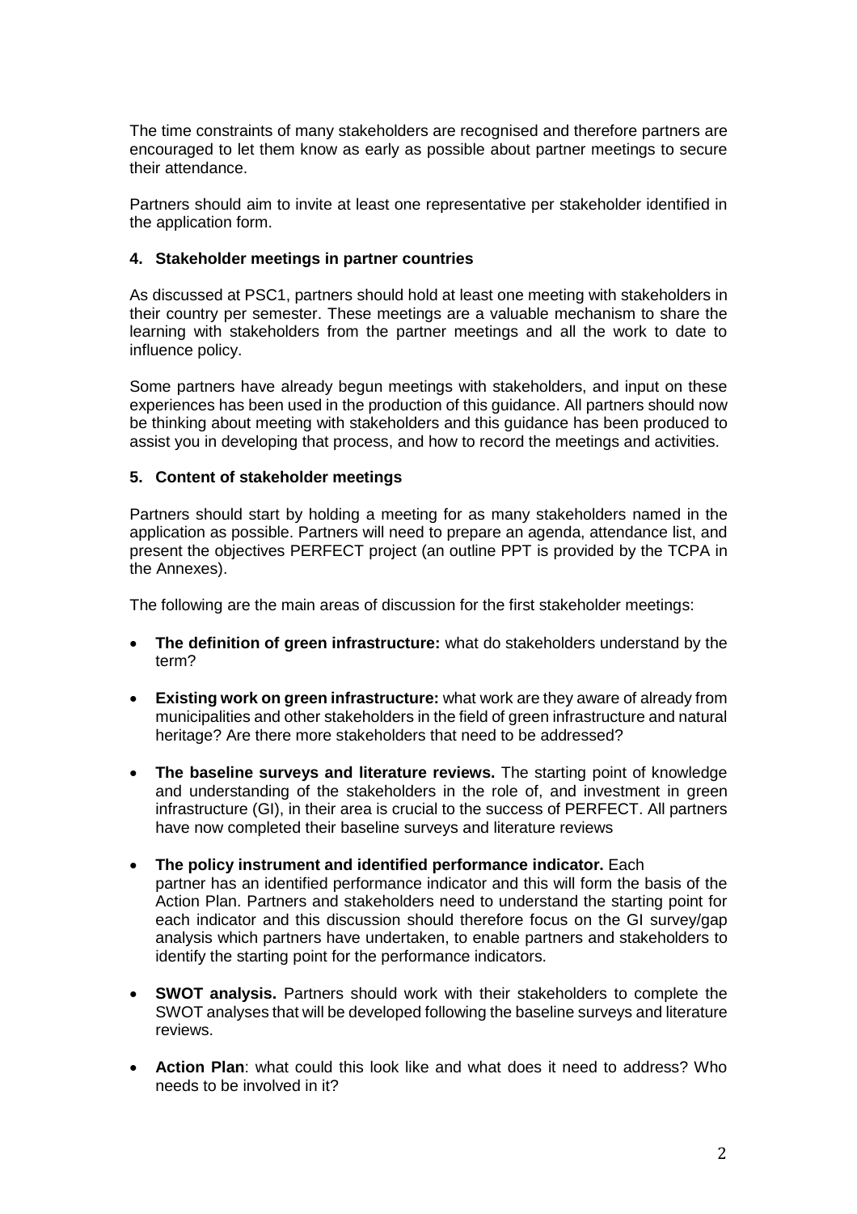The time constraints of many stakeholders are recognised and therefore partners are encouraged to let them know as early as possible about partner meetings to secure their attendance.

Partners should aim to invite at least one representative per stakeholder identified in the application form.

#### 4. Stakeholder meetings in partner countries

As discussed at PSC1, partners should hold at least one meeting with stakeholders in their country per semester. These meetings are a valuable mechanism to share the learning with stakeholders from the partner meetings and all the work to date to influence policy.

Some partners have already begun meetings with stakeholders, and input on these experiences has been used in the production of this guidance. All partners should now be thinking about meeting with stakeholders and this guidance has been produced to assist you in developing that process, and how to record the meetings and activities.

#### 5. Content of stakeholder meetings

Partners should start by holding a meeting for as many stakeholders named in the application as possible. Partners will need to prepare an agenda, attendance list, and present the objectives PERFECT project (an outline PPT is provided by the TCPA in the Annexes).

The following are the main areas of discussion for the first stakeholder meetings:

- **The definition of green infrastructure:** what do stakeholders understand by the term?
- **Existing work on green infrastructure:** what work are they aware of already from municipalities and other stakeholders in the field of green infrastructure and natural heritage? Are there more stakeholders that need to be addressed?
- **The baseline surveys and literature reviews.** The starting point of knowledge and understanding of the stakeholders in the role of, and investment in green infrastructure (GI), in their area is crucial to the success of PERFECT. All partners have now completed their baseline surveys and literature reviews
- **The policy instrument and identified performance indicator.** Each partner has an identified performance indicator and this will form the basis of the Action Plan. Partners and stakeholders need to understand the starting point for each indicator and this discussion should therefore focus on the GI survey/gap analysis which partners have undertaken, to enable partners and stakeholders to identify the starting point for the performance indicators.
- **SWOT analysis.** Partners should work with their stakeholders to complete the SWOT analyses that will be developed following the baseline surveys and literature reviews.
- **Action Plan**: what could this look like and what does it need to address? Who needs to be involved in it?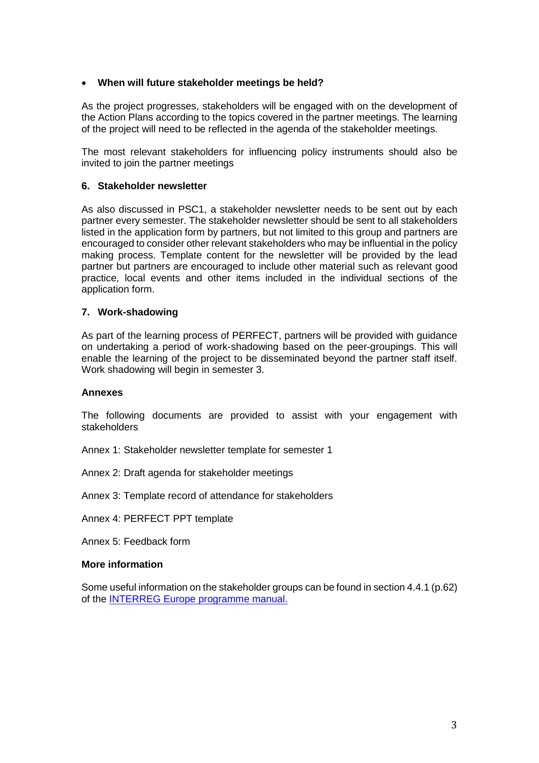- **When will future stakeholder meetings be held?**

As the project progresses, stakeholders will be engaged with on the development of the Action Plans according to the topics covered in the partner meetings. The learning of the project will need to be reflected in the agenda of the stakeholder meetings.

The most relevant stakeholders for influencing policy instruments should also be invited to join the partner meetings

## 6. Stakeholder newsletter

As also discussed in PSC1, a stakeholder newsletter needs to be sent out by each partner every semester. The stakeholder newsletter should be sent to all stakeholders listed in the application form by partners, but not limited to this group and partners are encouraged to consider other relevant stakeholders who may be influential in the policy making process. Template content for the newsletter will be provided by the lead partner but partners are encouraged to include other material such as relevant good practice, local events and other items included in the individual sections of the application form.

## 7. Work-shadowing

As part of the learning process of PERFECT, partners will be provided with guidance on undertaking a period of work-shadowing based on the peer-groupings. This will enable the learning of the project to be disseminated beyond the partner staff itself. Work shadowing will begin in semester 3.

## Annexes

The following documents are provided to assist with your engagement with stakeholders

Annex 1: Stakeholder newsletter template for semester 1

Annex 2: Draft agenda for stakeholder meetings

Annex 3: Template record of attendance for stakeholders

Annex 4: PERFECT PPT template

Annex 5: Feedback form

## More information

Some useful information on the stakeholder groups can be found in section 4.4.1 (p.62) of the [INTERREG Europe programme manual.]